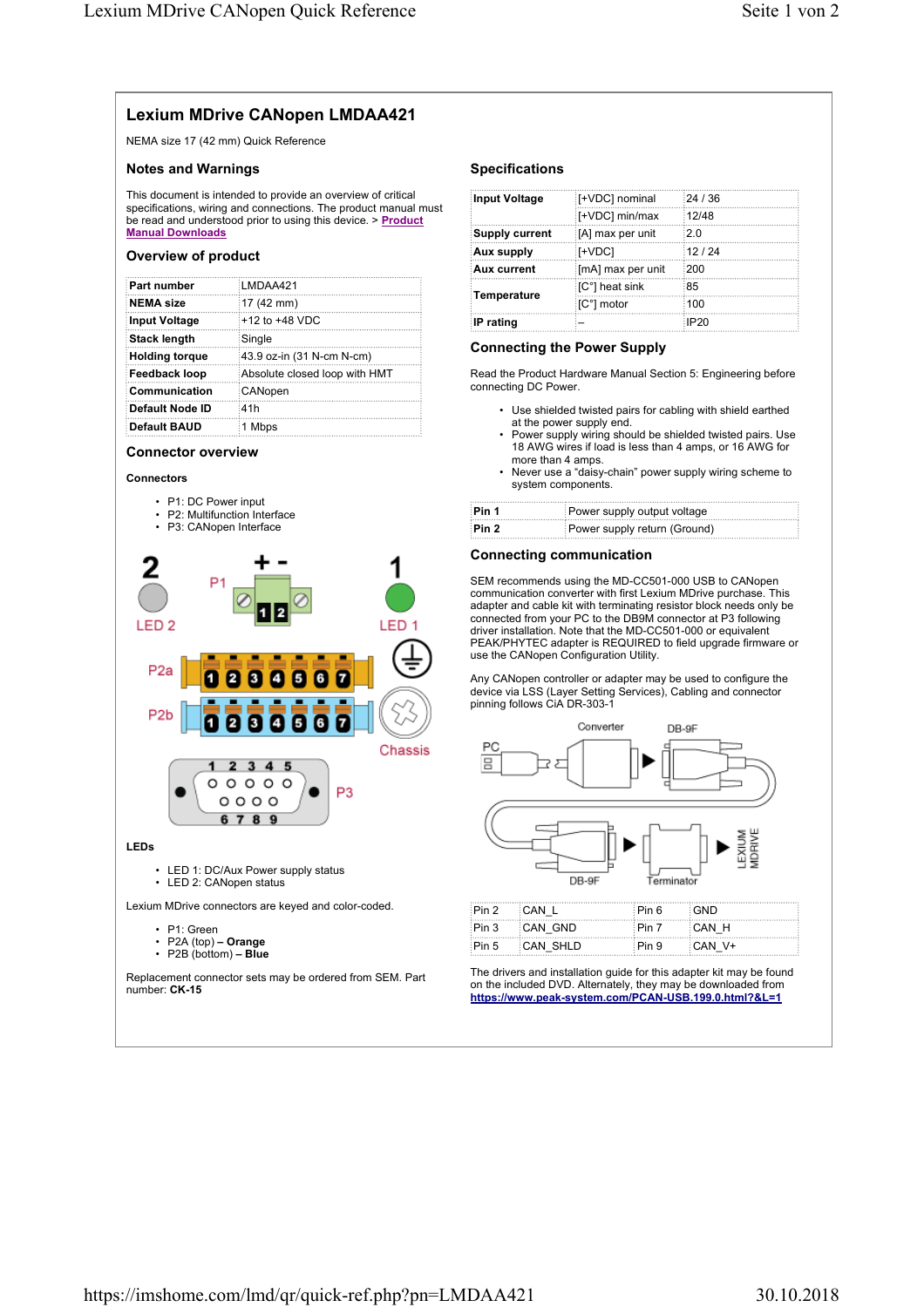# Lexium MDrive CANopen LMDAA421

NEMA size 17 (42 mm) Quick Reference

## Notes and Warnings

This document is intended to provide an overview of critical specifications, wiring and connections. The product manual must be read and understood prior to using this device. > Product Manual Downloads

## Overview of product

| | |
|---|---|
| **Part number** | LMDAA421 |
| **NEMA size** | 17 (42 mm) |
| **Input Voltage** | +12 to +48 VDC |
| **Stack length** | Single |
| **Holding torque** | 43.9 oz-in (31 N-cm N-cm) |
| **Feedback loop** | Absolute closed loop with HMT |
| **Communication** | CANopen |
| **Default Node ID** | 41h |
| **Default BAUD** | 1 Mbps |

## Connector overview

**Connectors**

- P1: DC Power input
- P2: Multifunction Interface
- P3: CANopen Interface

2
+ -
P1
1
LED 2
1 2
LED 1
P2a
1 2 3 4 5 6 7
P2b
1 2 3 4 5 6 7
Chassis
1 2 3 4 5
6 7 8 9
P3

**LEDs**

- LED 1: DC/Aux Power supply status
- LED 2: CANopen status

Lexium MDrive connectors are keyed and color-coded.

- P1: Green
- P2A (top) **– Orange**
- P2B (bottom) **– Blue**

Replacement connector sets may be ordered from SEM. Part number: **CK-15**

## Specifications

| | | |
|---|---|---|
| **Input Voltage** | [+VDC] nominal | 24 / 36 |
| | [+VDC] min/max | 12/48 |
| **Supply current** | [A] max per unit | 2.0 |
| **Aux supply** | [+VDC] | 12 / 24 |
| **Aux current** | [mA] max per unit | 200 |
| **Temperature** | [C°] heat sink | 85 |
| | [C°] motor | 100 |
| **IP rating** | – | IP20 |

## Connecting the Power Supply

Read the Product Hardware Manual Section 5: Engineering before connecting DC Power.

- Use shielded twisted pairs for cabling with shield earthed at the power supply end.
- Power supply wiring should be shielded twisted pairs. Use 18 AWG wires if load is less than 4 amps, or 16 AWG for more than 4 amps.
- Never use a “daisy-chain” power supply wiring scheme to system components.

| | |
|---|---|
| **Pin 1** | Power supply output voltage |
| **Pin 2** | Power supply return (Ground) |

## Connecting communication

SEM recommends using the MD-CC501-000 USB to CANopen communication converter with first Lexium MDrive purchase. This adapter and cable kit with terminating resistor block needs only be connected from your PC to the DB9M connector at P3 following driver installation. Note that the MD-CC501-000 or equivalent PEAK/PHYTEC adapter is REQUIRED to field upgrade firmware or use the CANopen Configuration Utility.

Any CANopen controller or adapter may be used to configure the device via LSS (Layer Setting Services), Cabling and connector pinning follows CiA DR-303-1

PC
Converter
DB-9F
DB-9F
Terminator
LEXIUM MDRIVE

| | | | |
|---|---|---|---|
| Pin 2 | CAN_L | Pin 6 | GND |
| Pin 3 | CAN_GND | Pin 7 | CAN_H |
| Pin 5 | CAN_SHLD | Pin 9 | CAN_V+ |

The drivers and installation guide for this adapter kit may be found on the included DVD. Alternately, they may be downloaded from **https://www.peak-system.com/PCAN-USB.199.0.html?&L=1**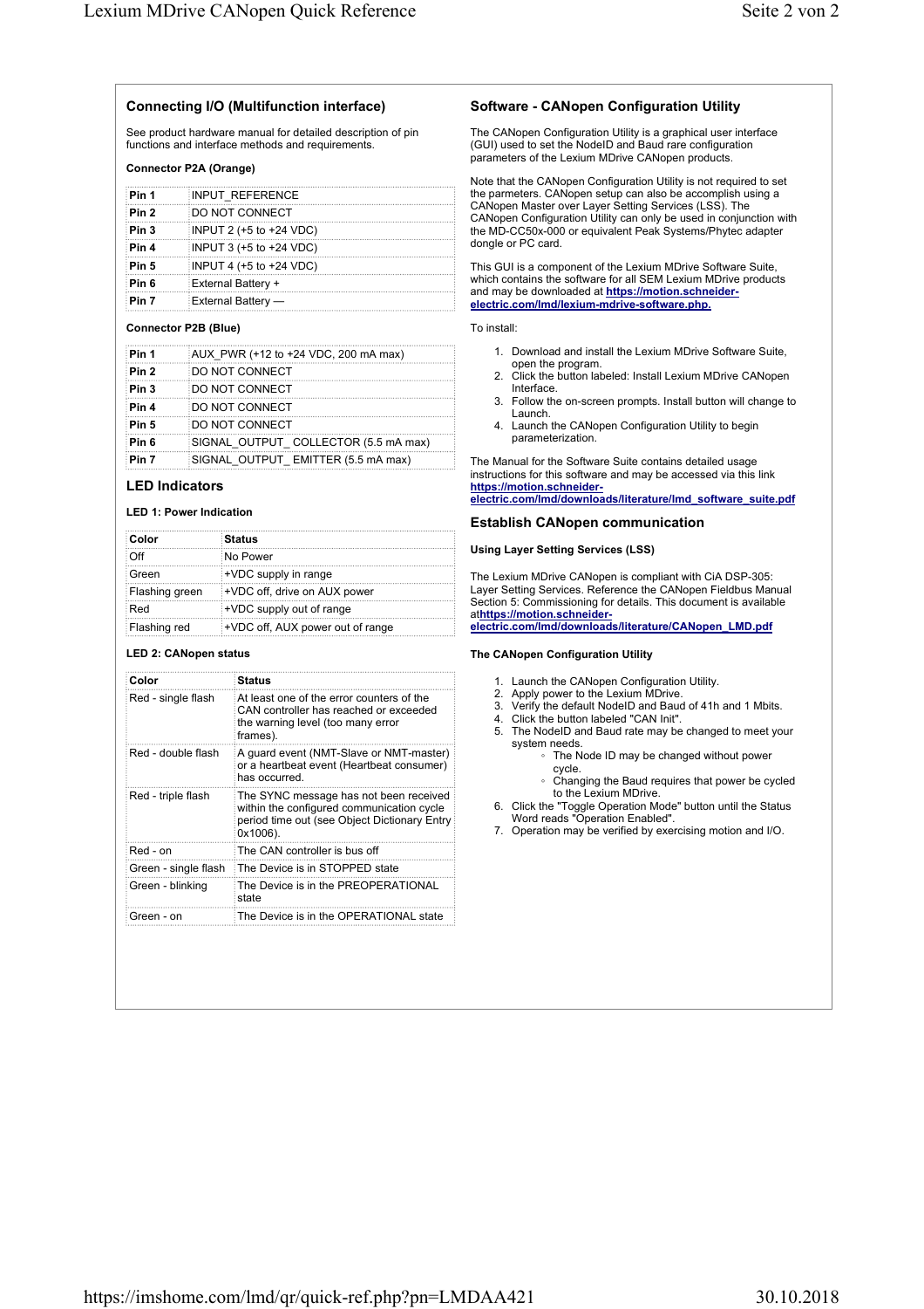## Connecting I/O (Multifunction interface)

See product hardware manual for detailed description of pin functions and interface methods and requirements.

**Connector P2A (Orange)**

| | |
|---|---|
| **Pin 1** | INPUT_REFERENCE |
| **Pin 2** | DO NOT CONNECT |
| **Pin 3** | INPUT 2 (+5 to +24 VDC) |
| **Pin 4** | INPUT 3 (+5 to +24 VDC) |
| **Pin 5** | INPUT 4 (+5 to +24 VDC) |
| **Pin 6** | External Battery + |
| **Pin 7** | External Battery — |

**Connector P2B (Blue)**

| | |
|---|---|
| **Pin 1** | AUX_PWR (+12 to +24 VDC, 200 mA max) |
| **Pin 2** | DO NOT CONNECT |
| **Pin 3** | DO NOT CONNECT |
| **Pin 4** | DO NOT CONNECT |
| **Pin 5** | DO NOT CONNECT |
| **Pin 6** | SIGNAL_OUTPUT_ COLLECTOR (5.5 mA max) |
| **Pin 7** | SIGNAL_OUTPUT_ EMITTER (5.5 mA max) |

## LED Indicators

**LED 1: Power Indication**

| Color | Status |
|---|---|
| Off | No Power |
| Green | +VDC supply in range |
| Flashing green | +VDC off, drive on AUX power |
| Red | +VDC supply out of range |
| Flashing red | +VDC off, AUX power out of range |

**LED 2: CANopen status**

| Color | Status |
|---|---|
| Red - single flash | At least one of the error counters of the CAN controller has reached or exceeded the warning level (too many error frames). |
| Red - double flash | A guard event (NMT-Slave or NMT-master) or a heartbeat event (Heartbeat consumer) has occurred. |
| Red - triple flash | The SYNC message has not been received within the configured communication cycle period time out (see Object Dictionary Entry 0x1006). |
| Red - on | The CAN controller is bus off |
| Green - single flash | The Device is in STOPPED state |
| Green - blinking | The Device is in the PREOPERATIONAL state |
| Green - on | The Device is in the OPERATIONAL state |

## Software - CANopen Configuration Utility

The CANopen Configuration Utility is a graphical user interface (GUI) used to set the NodeID and Baud rare configuration parameters of the Lexium MDrive CANopen products.

Note that the CANopen Configuration Utility is not required to set the parmeters. CANopen setup can also be accomplish using a CANopen Master over Layer Setting Services (LSS). The CANopen Configuration Utility can only be used in conjunction with the MD-CC50x-000 or equivalent Peak Systems/Phytec adapter dongle or PC card.

This GUI is a component of the Lexium MDrive Software Suite, which contains the software for all SEM Lexium MDrive products and may be downloaded at **https://motion.schneider-electric.com/lmd/lexium-mdrive-software.php.**

To install:

1. Download and install the Lexium MDrive Software Suite, open the program.
2. Click the button labeled: Install Lexium MDrive CANopen Interface.
3. Follow the on-screen prompts. Install button will change to Launch.
4. Launch the CANopen Configuration Utility to begin parameterization.

The Manual for the Software Suite contains detailed usage instructions for this software and may be accessed via this link **https://motion.schneider-electric.com/lmd/downloads/literature/lmd_software_suite.pdf**

## Establish CANopen communication

**Using Layer Setting Services (LSS)**

The Lexium MDrive CANopen is compliant with CiA DSP-305: Layer Setting Services. Reference the CANopen Fieldbus Manual Section 5: Commissioning for details. This document is available at**https://motion.schneider-electric.com/lmd/downloads/literature/CANopen_LMD.pdf**

**The CANopen Configuration Utility**

1. Launch the CANopen Configuration Utility.
2. Apply power to the Lexium MDrive.
3. Verify the default NodeID and Baud of 41h and 1 Mbits.
4. Click the button labeled "CAN Init".
5. The NodeID and Baud rate may be changed to meet your system needs.
   - The Node ID may be changed without power cycle.
   - Changing the Baud requires that power be cycled to the Lexium MDrive.
6. Click the "Toggle Operation Mode" button until the Status Word reads "Operation Enabled".
7. Operation may be verified by exercising motion and I/O.